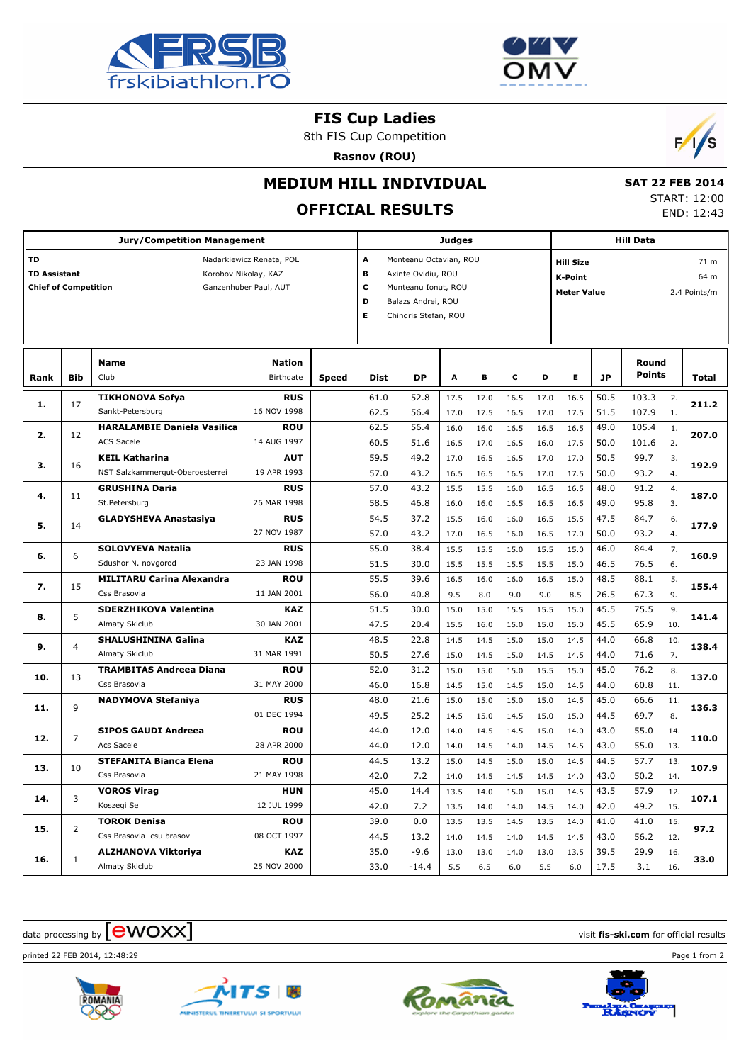# FIS Cup Ladies

8th FIS Cup Competition

**Rasnov (ROU)**

## MEDIUM HILL INDIVIDUAL

## OFFICIAL RESULTS

**SAT 22 FEB 2014**
START: 12:00
END: 12:43

| Jury/Competition Management | | Judges | | Hill Data | |
|---|---|---|---|---|---|
| **TD** | Nadarkiewicz Renata, POL | **A** | Monteanu Octavian, ROU | **Hill Size** | 71 m |
| **TD Assistant** | Korobov Nikolay, KAZ | **B** | Axinte Ovidiu, ROU | **K-Point** | 64 m |
| **Chief of Competition** | Ganzenhuber Paul, AUT | **C** | Munteanu Ionut, ROU | **Meter Value** | 2.4 Points/m |
| | | **D** | Balazs Andrei, ROU | | |
| | | **E** | Chindris Stefan, ROU | | |

| Rank | Bib | Name / Club | Nation / Birthdate | Speed | Dist | DP | A | B | C | D | E | JP | Round Points | | Total |
|---|---|---|---|---|---|---|---|---|---|---|---|---|---|---|---|
| **1.** | 17 | **TIKHONOVA Sofya** | **RUS** | | 61.0 | 52.8 | 17.5 | 17.0 | 16.5 | 17.0 | 16.5 | 50.5 | 103.3 | 2. | **211.2** |
| | | Sankt-Petersburg | 16 NOV 1998 | | 62.5 | 56.4 | 17.0 | 17.5 | 16.5 | 17.0 | 17.5 | 51.5 | 107.9 | 1. | |
| **2.** | 12 | **HARALAMBIE Daniela Vasilica** | **ROU** | | 62.5 | 56.4 | 16.0 | 16.0 | 16.5 | 16.5 | 16.5 | 49.0 | 105.4 | 1. | **207.0** |
| | | ACS Sacele | 14 AUG 1997 | | 60.5 | 51.6 | 16.5 | 17.0 | 16.5 | 16.0 | 17.5 | 50.0 | 101.6 | 2. | |
| **3.** | 16 | **KEIL Katharina** | **AUT** | | 59.5 | 49.2 | 17.0 | 16.5 | 16.5 | 17.0 | 17.0 | 50.5 | 99.7 | 3. | **192.9** |
| | | NST Salzkammergut-Oberoesterrei | 19 APR 1993 | | 57.0 | 43.2 | 16.5 | 16.5 | 16.5 | 17.0 | 17.5 | 50.0 | 93.2 | 4. | |
| **4.** | 11 | **GRUSHINA Daria** | **RUS** | | 57.0 | 43.2 | 15.5 | 15.5 | 16.0 | 16.5 | 16.5 | 48.0 | 91.2 | 4. | **187.0** |
| | | St.Petersburg | 26 MAR 1998 | | 58.5 | 46.8 | 16.0 | 16.0 | 16.5 | 16.5 | 16.5 | 49.0 | 95.8 | 3. | |
| **5.** | 14 | **GLADYSHEVA Anastasiya** | **RUS** | | 54.5 | 37.2 | 15.5 | 16.0 | 16.0 | 16.5 | 15.5 | 47.5 | 84.7 | 6. | **177.9** |
| | | | 27 NOV 1987 | | 57.0 | 43.2 | 17.0 | 16.5 | 16.0 | 16.5 | 17.0 | 50.0 | 93.2 | 4. | |
| **6.** | 6 | **SOLOVYEVA Natalia** | **RUS** | | 55.0 | 38.4 | 15.5 | 15.5 | 15.0 | 15.5 | 15.0 | 46.0 | 84.4 | 7. | **160.9** |
| | | Sdushor N. novgorod | 23 JAN 1998 | | 51.5 | 30.0 | 15.5 | 15.5 | 15.5 | 15.5 | 15.0 | 46.5 | 76.5 | 6. | |
| **7.** | 15 | **MILITARU Carina Alexandra** | **ROU** | | 55.5 | 39.6 | 16.5 | 16.0 | 16.0 | 16.5 | 15.0 | 48.5 | 88.1 | 5. | **155.4** |
| | | Css Brasovia | 11 JAN 2001 | | 56.0 | 40.8 | 9.5 | 8.0 | 9.0 | 9.0 | 8.5 | 26.5 | 67.3 | 9. | |
| **8.** | 5 | **SDERZHIKOVA Valentina** | **KAZ** | | 51.5 | 30.0 | 15.0 | 15.0 | 15.5 | 15.5 | 15.0 | 45.5 | 75.5 | 9. | **141.4** |
| | | Almaty Skiclub | 30 JAN 2001 | | 47.5 | 20.4 | 15.5 | 16.0 | 15.0 | 15.0 | 15.0 | 45.5 | 65.9 | 10. | |
| **9.** | 4 | **SHALUSHININA Galina** | **KAZ** | | 48.5 | 22.8 | 14.5 | 14.5 | 15.0 | 15.0 | 14.5 | 44.0 | 66.8 | 10. | **138.4** |
| | | Almaty Skiclub | 31 MAR 1991 | | 50.5 | 27.6 | 15.0 | 14.5 | 15.0 | 14.5 | 14.5 | 44.0 | 71.6 | 7. | |
| **10.** | 13 | **TRAMBITAS Andreea Diana** | **ROU** | | 52.0 | 31.2 | 15.0 | 15.0 | 15.0 | 15.5 | 15.0 | 45.0 | 76.2 | 8. | **137.0** |
| | | Css Brasovia | 31 MAY 2000 | | 46.0 | 16.8 | 14.5 | 15.0 | 14.5 | 15.0 | 14.5 | 44.0 | 60.8 | 11. | |
| **11.** | 9 | **NADYMOVA Stefaniya** | **RUS** | | 48.0 | 21.6 | 15.0 | 15.0 | 15.0 | 15.0 | 14.5 | 45.0 | 66.6 | 11. | **136.3** |
| | | | 01 DEC 1994 | | 49.5 | 25.2 | 14.5 | 15.0 | 14.5 | 15.0 | 15.0 | 44.5 | 69.7 | 8. | |
| **12.** | 7 | **SIPOS GAUDI Andreea** | **ROU** | | 44.0 | 12.0 | 14.0 | 14.5 | 14.5 | 15.0 | 14.0 | 43.0 | 55.0 | 14. | **110.0** |
| | | Acs Sacele | 28 APR 2000 | | 44.0 | 12.0 | 14.0 | 14.5 | 14.0 | 14.5 | 14.5 | 43.0 | 55.0 | 13. | |
| **13.** | 10 | **STEFANITA Bianca Elena** | **ROU** | | 44.5 | 13.2 | 15.0 | 14.5 | 15.0 | 15.0 | 14.5 | 44.5 | 57.7 | 13. | **107.9** |
| | | Css Brasovia | 21 MAY 1998 | | 42.0 | 7.2 | 14.0 | 14.5 | 14.5 | 14.5 | 14.0 | 43.0 | 50.2 | 14. | |
| **14.** | 3 | **VOROS Virag** | **HUN** | | 45.0 | 14.4 | 13.5 | 14.0 | 15.0 | 15.0 | 14.5 | 43.5 | 57.9 | 12. | **107.1** |
| | | Koszegi Se | 12 JUL 1999 | | 42.0 | 7.2 | 13.5 | 14.0 | 14.0 | 14.5 | 14.0 | 42.0 | 49.2 | 15. | |
| **15.** | 2 | **TOROK Denisa** | **ROU** | | 39.0 | 0.0 | 13.5 | 13.5 | 14.5 | 13.5 | 14.0 | 41.0 | 41.0 | 15. | **97.2** |
| | | Css Brasovia csu brasov | 08 OCT 1997 | | 44.5 | 13.2 | 14.0 | 14.5 | 14.0 | 14.5 | 14.5 | 43.0 | 56.2 | 12. | |
| **16.** | 1 | **ALZHANOVA Viktoriya** | **KAZ** | | 35.0 | -9.6 | 13.0 | 13.0 | 14.0 | 13.0 | 13.5 | 39.5 | 29.9 | 16. | **33.0** |
| | | Almaty Skiclub | 25 NOV 2000 | | 33.0 | -14.4 | 5.5 | 6.5 | 6.0 | 5.5 | 6.0 | 17.5 | 3.1 | 16. | |

data processing by ewoxx — visit **fis-ski.com** for official results

printed 22 FEB 2014, 12:48:29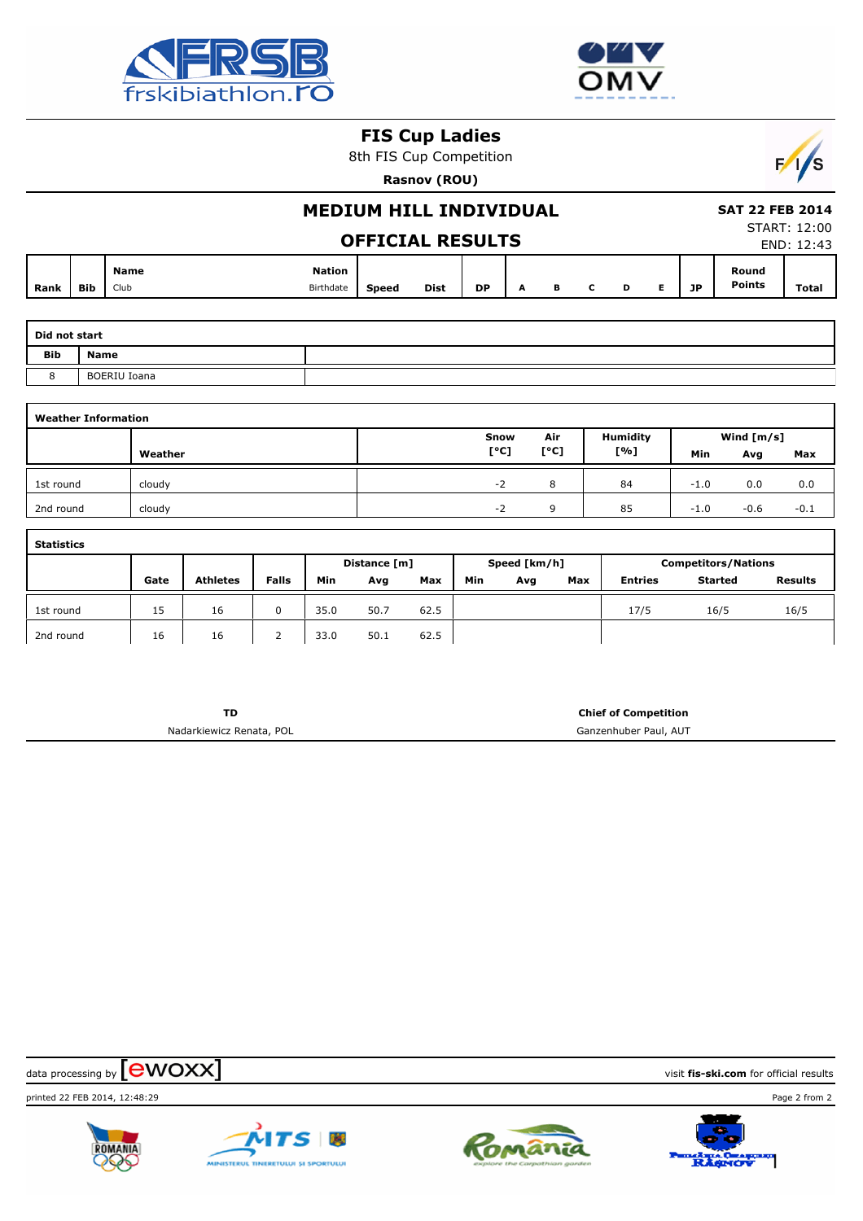# FIS Cup Ladies

8th FIS Cup Competition

**Rasnov (ROU)**

## MEDIUM HILL INDIVIDUAL

**SAT 22 FEB 2014**

START: 12:00

END: 12:43

## OFFICIAL RESULTS

| Rank | Bib | Name<br>Club | Nation<br>Birthdate | Speed | Dist | DP | A | B | C | D | E | JP | Round Points | Total |
|---|---|---|---|---|---|---|---|---|---|---|---|---|---|---|

**Did not start**

| Bib | Name |
|---|---|
| 8 | BOERIU Ioana |

**Weather Information**

| | Weather | Snow [°C] | Air [°C] | Humidity [%] | Wind [m/s] Min | Avg | Max |
|---|---|---|---|---|---|---|---|
| 1st round | cloudy | -2 | 8 | 84 | -1.0 | 0.0 | 0.0 |
| 2nd round | cloudy | -2 | 9 | 85 | -1.0 | -0.6 | -0.1 |

**Statistics**

| | Gate | Athletes | Falls | Distance [m] Min | Avg | Max | Speed [km/h] Min | Avg | Max | Competitors/Nations Entries | Started | Results |
|---|---|---|---|---|---|---|---|---|---|---|---|---|
| 1st round | 15 | 16 | 0 | 35.0 | 50.7 | 62.5 | | | | 17/5 | 16/5 | 16/5 |
| 2nd round | 16 | 16 | 2 | 33.0 | 50.1 | 62.5 | | | | | | |

**TD**
Nadarkiewicz Renata, POL

**Chief of Competition**
Ganzenhuber Paul, AUT

data processing by [ewoxx]

visit **fis-ski.com** for official results

printed 22 FEB 2014, 12:48:29